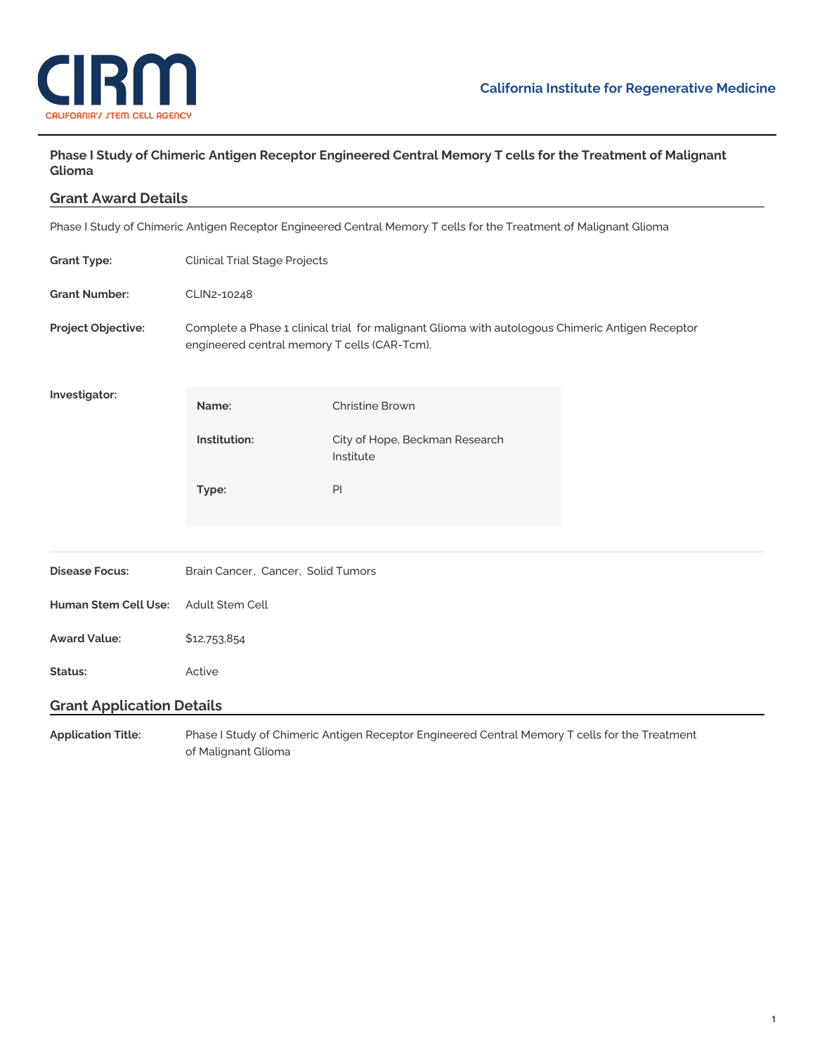California Institute for Regenerative Medicine

# Phase I Study of Chimeric Antigen Receptor Engineered Central Memory T cells for the Treatment of Malignant Glioma

## Grant Award Details

Phase I Study of Chimeric Antigen Receptor Engineered Central Memory T cells for the Treatment of Malignant Glioma

**Grant Type:** Clinical Trial Stage Projects

**Grant Number:** CLIN2-10248

**Project Objective:** Complete a Phase 1 clinical trial for malignant Glioma with autologous Chimeric Antigen Receptor engineered central memory T cells (CAR-Tcm).

**Investigator:**

| | |
|---|---|
| **Name:** | Christine Brown |
| **Institution:** | City of Hope, Beckman Research Institute |
| **Type:** | PI |

**Disease Focus:** Brain Cancer, Cancer, Solid Tumors

**Human Stem Cell Use:** Adult Stem Cell

**Award Value:** $12,753,854

**Status:** Active

## Grant Application Details

**Application Title:** Phase I Study of Chimeric Antigen Receptor Engineered Central Memory T cells for the Treatment of Malignant Glioma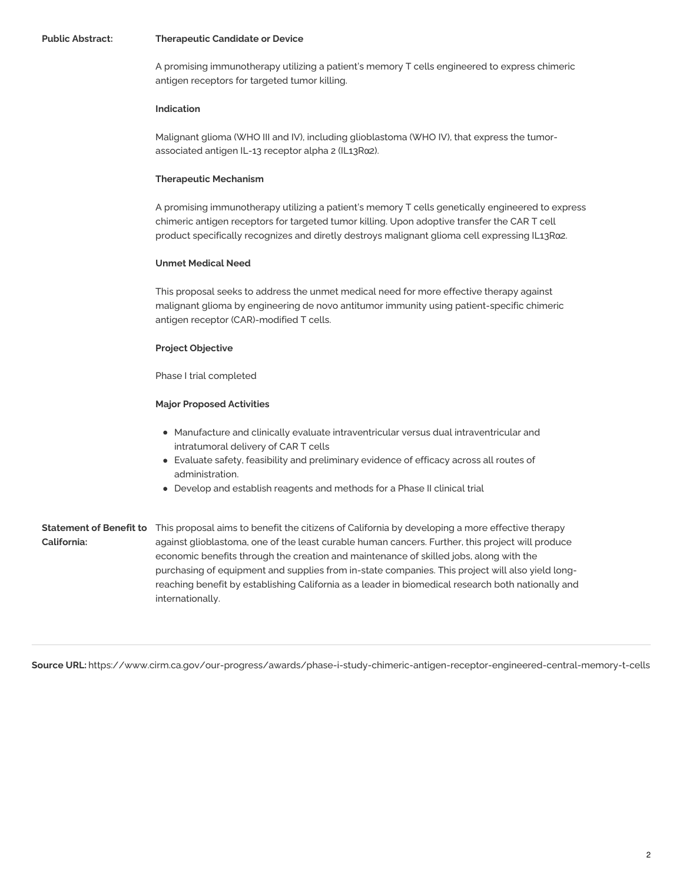**Public Abstract:**

**Therapeutic Candidate or Device**

A promising immunotherapy utilizing a patient's memory T cells engineered to express chimeric antigen receptors for targeted tumor killing.

**Indication**

Malignant glioma (WHO III and IV), including glioblastoma (WHO IV), that express the tumor-associated antigen IL-13 receptor alpha 2 (IL13Rα2).

**Therapeutic Mechanism**

A promising immunotherapy utilizing a patient's memory T cells genetically engineered to express chimeric antigen receptors for targeted tumor killing. Upon adoptive transfer the CAR T cell product specifically recognizes and diretly destroys malignant glioma cell expressing IL13Rα2.

**Unmet Medical Need**

This proposal seeks to address the unmet medical need for more effective therapy against malignant glioma by engineering de novo antitumor immunity using patient-specific chimeric antigen receptor (CAR)-modified T cells.

**Project Objective**

Phase I trial completed

**Major Proposed Activities**

- Manufacture and clinically evaluate intraventricular versus dual intraventricular and intratumoral delivery of CAR T cells
- Evaluate safety, feasibility and preliminary evidence of efficacy across all routes of administration.
- Develop and establish reagents and methods for a Phase II clinical trial

**Statement of Benefit to California:**

This proposal aims to benefit the citizens of California by developing a more effective therapy against glioblastoma, one of the least curable human cancers. Further, this project will produce economic benefits through the creation and maintenance of skilled jobs, along with the purchasing of equipment and supplies from in-state companies. This project will also yield long-reaching benefit by establishing California as a leader in biomedical research both nationally and internationally.

---

**Source URL:** https://www.cirm.ca.gov/our-progress/awards/phase-i-study-chimeric-antigen-receptor-engineered-central-memory-t-cells